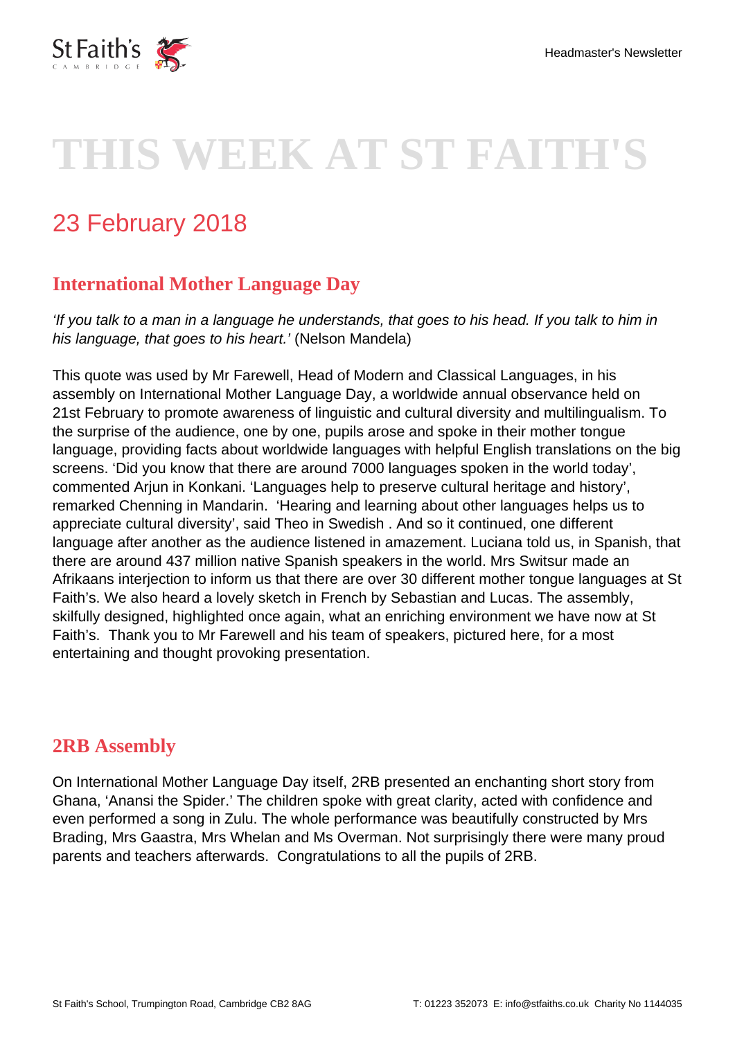# THIS WEEK AT ST FAITH'S

## 23 February 2018

### International Mother Language Day

*'If you talk to a man in a language he understands, that goes to his head. If you talk to him in his language, that goes to his heart.'* (Nelson Mandela)

This quote was used by Mr Farewell, Head of Modern and Classical Languages, in his assembly on International Mother Language Day, a worldwide annual observance held on 21st February to promote awareness of linguistic and cultural diversity and multilingualism. To the surprise of the audience, one by one, pupils arose and spoke in their mother tongue language, providing facts about worldwide languages with helpful English translations on the big screens. 'Did you know that there are around 7000 languages spoken in the world today', commented Arjun in Konkani. 'Languages help to preserve cultural heritage and history', remarked Chenning in Mandarin. 'Hearing and learning about other languages helps us to appreciate cultural diversity', said Theo in Swedish . And so it continued, one different language after another as the audience listened in amazement. Luciana told us, in Spanish, that there are around 437 million native Spanish speakers in the world. Mrs Switsur made an Afrikaans interjection to inform us that there are over 30 different mother tongue languages at St Faith's. We also heard a lovely sketch in French by Sebastian and Lucas. The assembly, skilfully designed, highlighted once again, what an enriching environment we have now at St Faith's. Thank you to Mr Farewell and his team of speakers, pictured here, for a most entertaining and thought provoking presentation.

### 2RB Assembly

On International Mother Language Day itself, 2RB presented an enchanting short story from Ghana, 'Anansi the Spider.' The children spoke with great clarity, acted with confidence and even performed a song in Zulu. The whole performance was beautifully constructed by Mrs Brading, Mrs Gaastra, Mrs Whelan and Ms Overman. Not surprisingly there were many proud parents and teachers afterwards. Congratulations to all the pupils of 2RB.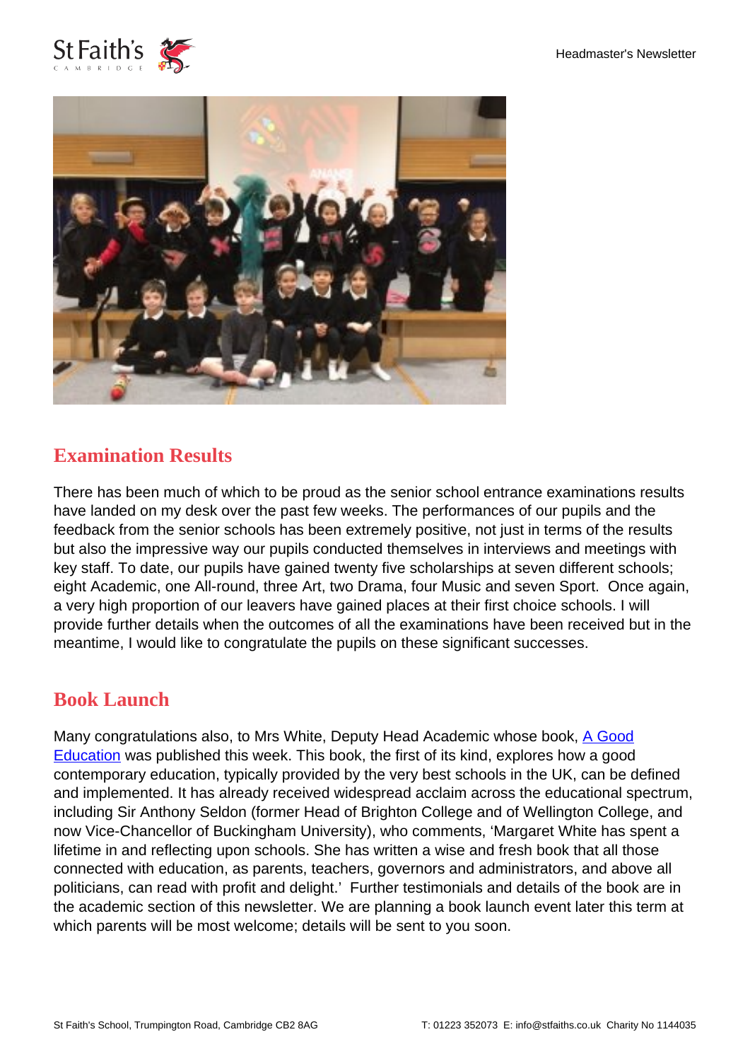## Examination Results

There has been much of which to be proud as the senior school entrance examinations results have landed on my desk over the past few weeks. The performances of our pupils and the feedback from the senior schools has been extremely positive, not just in terms of the results but also the impressive way our pupils conducted themselves in interviews and meetings with key staff. To date, our pupils have gained twenty five scholarships at seven different schools; eight Academic, one All-round, three Art, two Drama, four Music and seven Sport. Once again, a very high proportion of our leavers have gained places at their first choice schools. I will provide further details when the outcomes of all the examinations have been received but in the meantime, I would like to congratulate the pupils on these significant successes.

## Book Launch

Many congratulations also, to Mrs White, Deputy Head Academic whose book, A Good Education was published this week. This book, the first of its kind, explores how a good contemporary education, typically provided by the very best schools in the UK, can be defined and implemented. It has already received widespread acclaim across the educational spectrum, including Sir Anthony Seldon (former Head of Brighton College and of Wellington College, and now Vice-Chancellor of Buckingham University), who comments, 'Margaret White has spent a lifetime in and reflecting upon schools. She has written a wise and fresh book that all those connected with education, as parents, teachers, governors and administrators, and above all politicians, can read with profit and delight.' Further testimonials and details of the book are in the academic section of this newsletter. We are planning a book launch event later this term at which parents will be most welcome; details will be sent to you soon.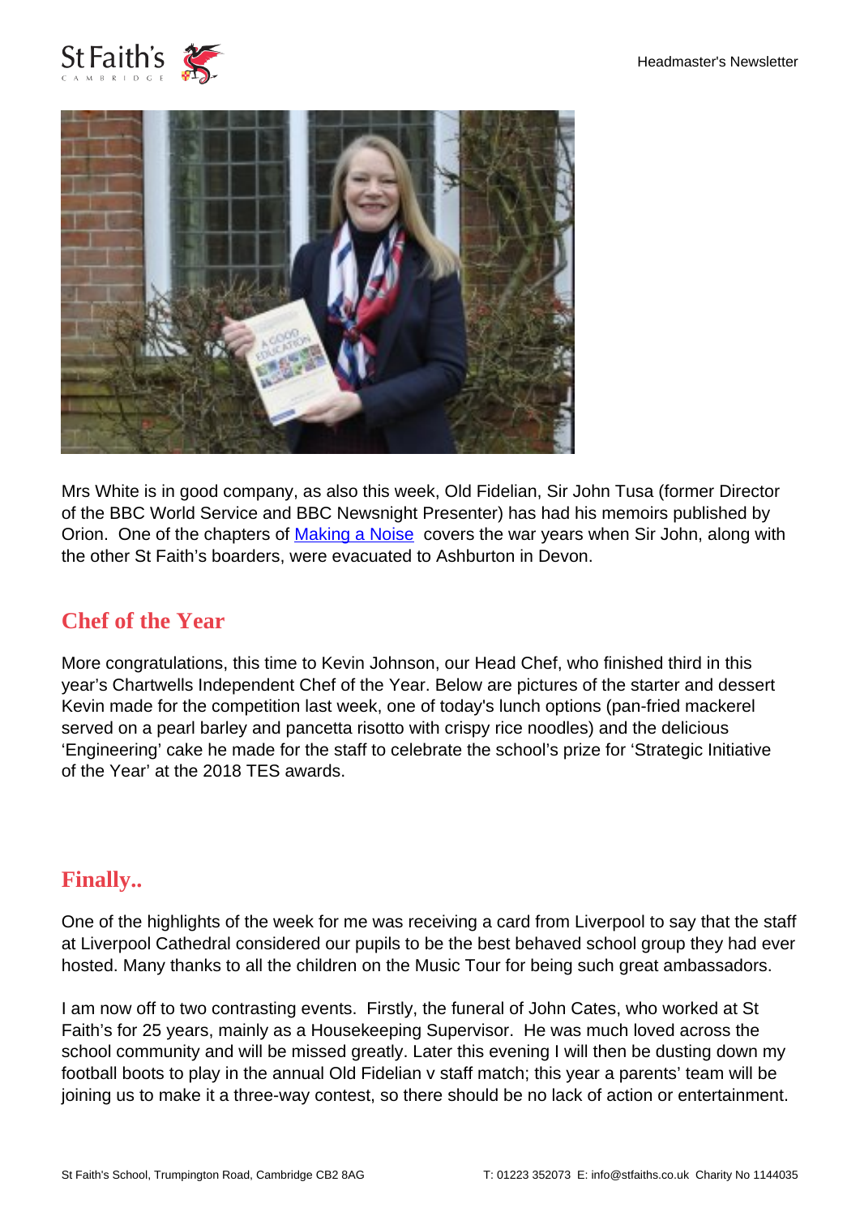Mrs White is in good company, as also this week, Old Fidelian, Sir John Tusa (former Director of the BBC World Service and BBC Newsnight Presenter) has had his memoirs published by Orion. One of the chapters of [Making a Noise](#) covers the war years when Sir John, along with the other St Faith's boarders, were evacuated to Ashburton in Devon.

## Chef of the Year

More congratulations, this time to Kevin Johnson, our Head Chef, who finished third in this year's Chartwells Independent Chef of the Year. Below are pictures of the starter and dessert Kevin made for the competition last week, one of today's lunch options (pan-fried mackerel served on a pearl barley and pancetta risotto with crispy rice noodles) and the delicious 'Engineering' cake he made for the staff to celebrate the school's prize for 'Strategic Initiative of the Year' at the 2018 TES awards.

## Finally..

One of the highlights of the week for me was receiving a card from Liverpool to say that the staff at Liverpool Cathedral considered our pupils to be the best behaved school group they had ever hosted. Many thanks to all the children on the Music Tour for being such great ambassadors.

I am now off to two contrasting events. Firstly, the funeral of John Cates, who worked at St Faith's for 25 years, mainly as a Housekeeping Supervisor. He was much loved across the school community and will be missed greatly. Later this evening I will then be dusting down my football boots to play in the annual Old Fidelian v staff match; this year a parents' team will be joining us to make it a three-way contest, so there should be no lack of action or entertainment.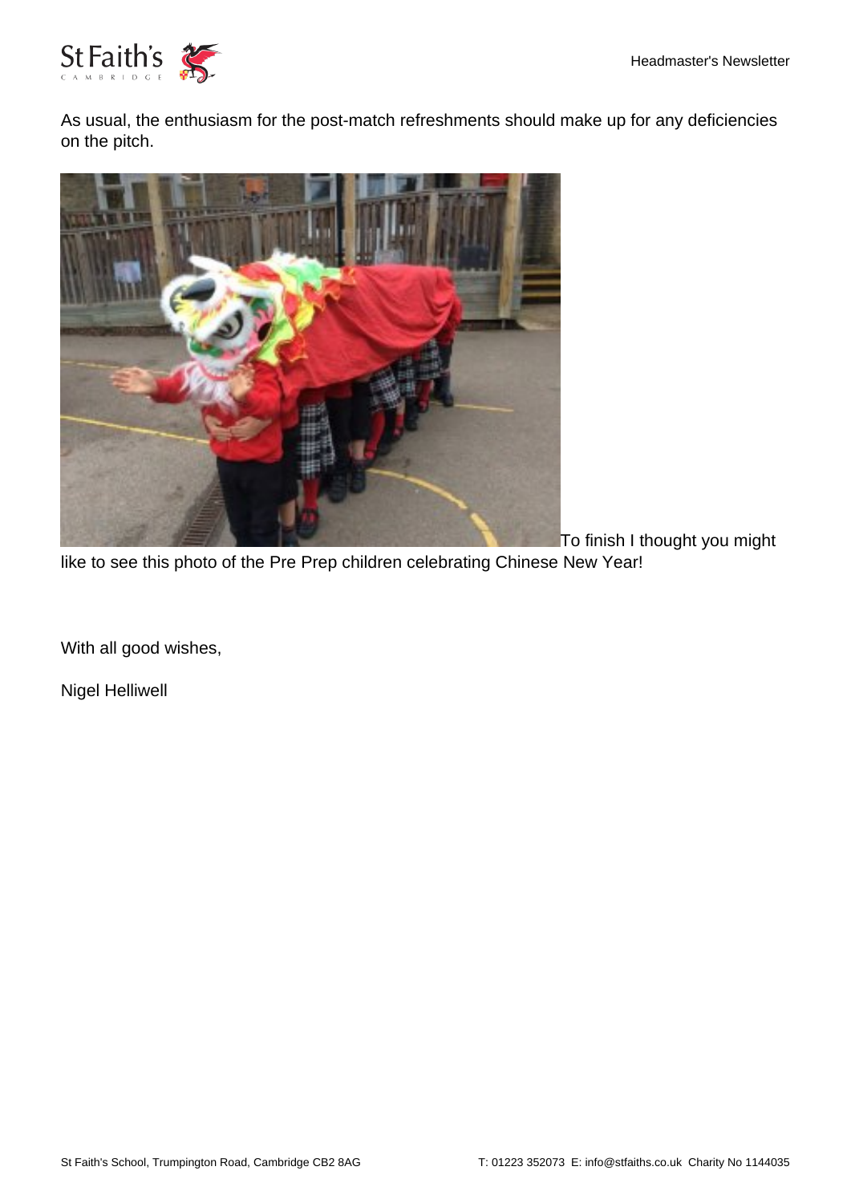As usual, the enthusiasm for the post-match refreshments should make up for any deficiencies on the pitch.

To finish I thought you might like to see this photo of the Pre Prep children celebrating Chinese New Year!

With all good wishes,

Nigel Helliwell